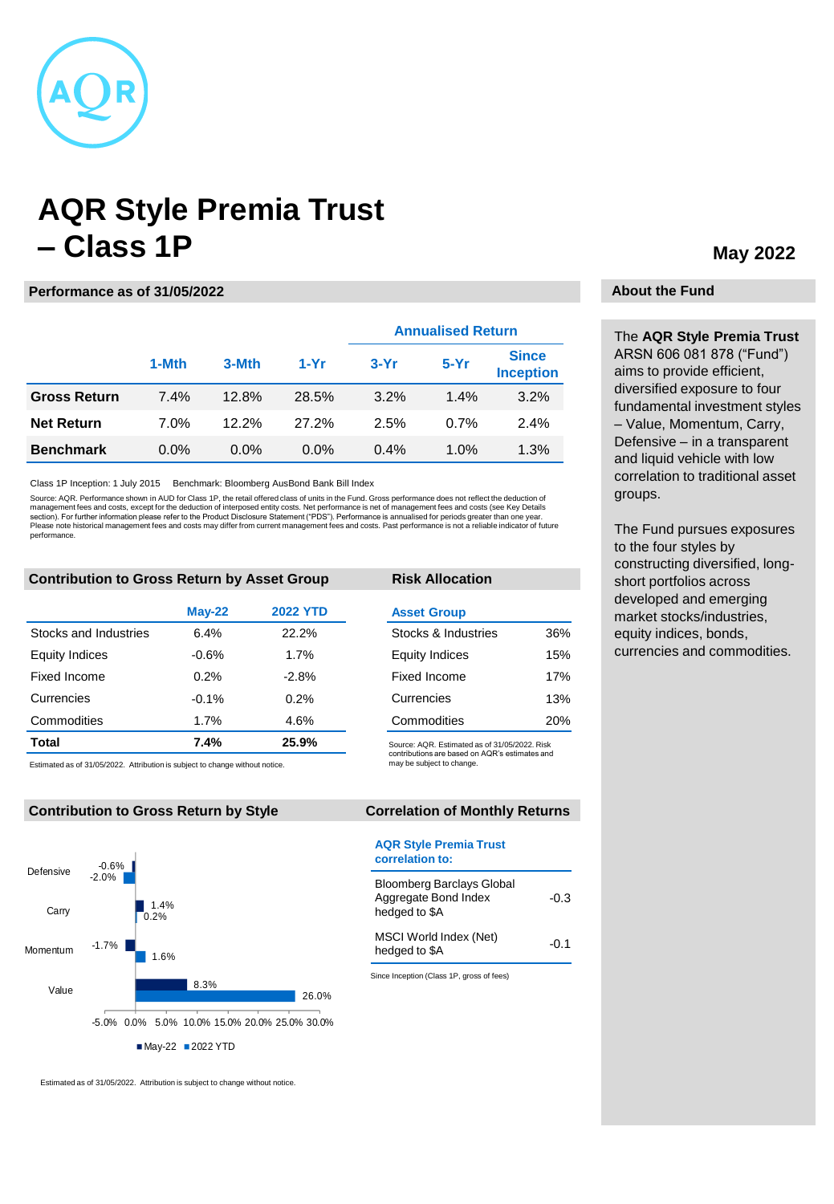# AQR Style Premia Trust – Class 1P

May 2022

## Performance as of 31/05/2022

| | 1-Mth | 3-Mth | 1-Yr | Annualised Return | | |
|---|---|---|---|---|---|---|
| | | | | 3-Yr | 5-Yr | Since Inception |
| **Gross Return** | 7.4% | 12.8% | 28.5% | 3.2% | 1.4% | 3.2% |
| **Net Return** | 7.0% | 12.2% | 27.2% | 2.5% | 0.7% | 2.4% |
| **Benchmark** | 0.0% | 0.0% | 0.0% | 0.4% | 1.0% | 1.3% |

Class 1P Inception: 1 July 2015   Benchmark: Bloomberg AusBond Bank Bill Index

Source: AQR. Performance shown in AUD for Class 1P, the retail offered class of units in the Fund. Gross performance does not reflect the deduction of management fees and costs, except for the deduction of interposed entity costs. Net performance is net of management fees and costs (see Key Details section). For further information please refer to the Product Disclosure Statement ("PDS"). Performance is annualised for periods greater than one year. Please note historical management fees and costs may differ from current management fees and costs. Past performance is not a reliable indicator of future performance.

## Contribution to Gross Return by Asset Group

| | May-22 | 2022 YTD |
|---|---|---|
| Stocks and Industries | 6.4% | 22.2% |
| Equity Indices | -0.6% | 1.7% |
| Fixed Income | 0.2% | -2.8% |
| Currencies | -0.1% | 0.2% |
| Commodities | 1.7% | 4.6% |
| **Total** | **7.4%** | **25.9%** |

Estimated as of 31/05/2022. Attribution is subject to change without notice.

## Risk Allocation

| Asset Group | |
|---|---|
| Stocks & Industries | 36% |
| Equity Indices | 15% |
| Fixed Income | 17% |
| Currencies | 13% |
| Commodities | 20% |

Source: AQR. Estimated as of 31/05/2022. Risk contributions are based on AQR's estimates and may be subject to change.

## Contribution to Gross Return by Style

| Style | May-22 | 2022 YTD |
|---|---|---|
| Defensive | -0.6% | -2.0% |
| Carry | 1.4% | 0.2% |
| Momentum | -1.7% | 1.6% |
| Value | 8.3% | 26.0% |

Estimated as of 31/05/2022. Attribution is subject to change without notice.

## Correlation of Monthly Returns

| AQR Style Premia Trust correlation to: | |
|---|---|
| Bloomberg Barclays Global Aggregate Bond Index hedged to $A | -0.3 |
| MSCI World Index (Net) hedged to $A | -0.1 |

Since Inception (Class 1P, gross of fees)

## About the Fund

The **AQR Style Premia Trust** ARSN 606 081 878 ("Fund") aims to provide efficient, diversified exposure to four fundamental investment styles – Value, Momentum, Carry, Defensive – in a transparent and liquid vehicle with low correlation to traditional asset groups.

The Fund pursues exposures to the four styles by constructing diversified, long-short portfolios across developed and emerging market stocks/industries, equity indices, bonds, currencies and commodities.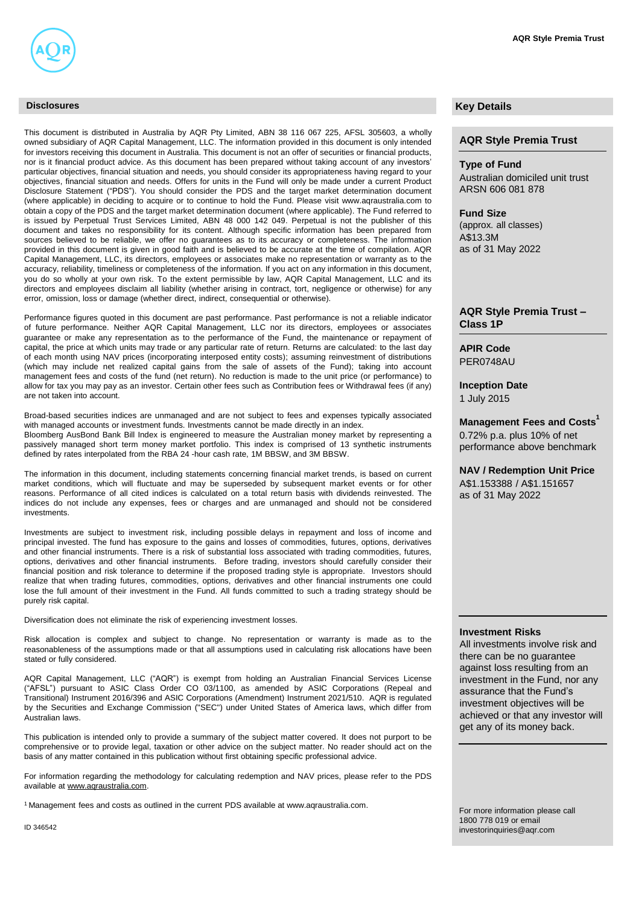## Disclosures

This document is distributed in Australia by AQR Pty Limited, ABN 38 116 067 225, AFSL 305603, a wholly owned subsidiary of AQR Capital Management, LLC. The information provided in this document is only intended for investors receiving this document in Australia. This document is not an offer of securities or financial products, nor is it financial product advice. As this document has been prepared without taking account of any investors' particular objectives, financial situation and needs, you should consider its appropriateness having regard to your objectives, financial situation and needs. Offers for units in the Fund will only be made under a current Product Disclosure Statement ("PDS"). You should consider the PDS and the target market determination document (where applicable) in deciding to acquire or to continue to hold the Fund. Please visit www.aqraustralia.com to obtain a copy of the PDS and the target market determination document (where applicable). The Fund referred to is issued by Perpetual Trust Services Limited, ABN 48 000 142 049. Perpetual is not the publisher of this document and takes no responsibility for its content. Although specific information has been prepared from sources believed to be reliable, we offer no guarantees as to its accuracy or completeness. The information provided in this document is given in good faith and is believed to be accurate at the time of compilation. AQR Capital Management, LLC, its directors, employees or associates make no representation or warranty as to the accuracy, reliability, timeliness or completeness of the information. If you act on any information in this document, you do so wholly at your own risk. To the extent permissible by law, AQR Capital Management, LLC and its directors and employees disclaim all liability (whether arising in contract, tort, negligence or otherwise) for any error, omission, loss or damage (whether direct, indirect, consequential or otherwise).

Performance figures quoted in this document are past performance. Past performance is not a reliable indicator of future performance. Neither AQR Capital Management, LLC nor its directors, employees or associates guarantee or make any representation as to the performance of the Fund, the maintenance or repayment of capital, the price at which units may trade or any particular rate of return. Returns are calculated: to the last day of each month using NAV prices (incorporating interposed entity costs); assuming reinvestment of distributions (which may include net realized capital gains from the sale of assets of the Fund); taking into account management fees and costs of the fund (net return). No reduction is made to the unit price (or performance) to allow for tax you may pay as an investor. Certain other fees such as Contribution fees or Withdrawal fees (if any) are not taken into account.

Broad-based securities indices are unmanaged and are not subject to fees and expenses typically associated with managed accounts or investment funds. Investments cannot be made directly in an index.
Bloomberg AusBond Bank Bill Index is engineered to measure the Australian money market by representing a passively managed short term money market portfolio. This index is comprised of 13 synthetic instruments defined by rates interpolated from the RBA 24 -hour cash rate, 1M BBSW, and 3M BBSW.

The information in this document, including statements concerning financial market trends, is based on current market conditions, which will fluctuate and may be superseded by subsequent market events or for other reasons. Performance of all cited indices is calculated on a total return basis with dividends reinvested. The indices do not include any expenses, fees or charges and are unmanaged and should not be considered investments.

Investments are subject to investment risk, including possible delays in repayment and loss of income and principal invested. The fund has exposure to the gains and losses of commodities, futures, options, derivatives and other financial instruments. There is a risk of substantial loss associated with trading commodities, futures, options, derivatives and other financial instruments. Before trading, investors should carefully consider their financial position and risk tolerance to determine if the proposed trading style is appropriate. Investors should realize that when trading futures, commodities, options, derivatives and other financial instruments one could lose the full amount of their investment in the Fund. All funds committed to such a trading strategy should be purely risk capital.

Diversification does not eliminate the risk of experiencing investment losses.

Risk allocation is complex and subject to change. No representation or warranty is made as to the reasonableness of the assumptions made or that all assumptions used in calculating risk allocations have been stated or fully considered.

AQR Capital Management, LLC ("AQR") is exempt from holding an Australian Financial Services License ("AFSL") pursuant to ASIC Class Order CO 03/1100, as amended by ASIC Corporations (Repeal and Transitional) Instrument 2016/396 and ASIC Corporations (Amendment) Instrument 2021/510. AQR is regulated by the Securities and Exchange Commission ("SEC") under United States of America laws, which differ from Australian laws.

This publication is intended only to provide a summary of the subject matter covered. It does not purport to be comprehensive or to provide legal, taxation or other advice on the subject matter. No reader should act on the basis of any matter contained in this publication without first obtaining specific professional advice.

For information regarding the methodology for calculating redemption and NAV prices, please refer to the PDS available at www.aqraustralia.com.

[1] Management fees and costs as outlined in the current PDS available at www.aqraustralia.com.

ID 346542

## Key Details

### AQR Style Premia Trust

**Type of Fund**
Australian domiciled unit trust
ARSN 606 081 878

**Fund Size**
(approx. all classes)
A$13.3M
as of 31 May 2022

### AQR Style Premia Trust – Class 1P

**APIR Code**
PER0748AU

**Inception Date**
1 July 2015

**Management Fees and Costs[1]**
0.72% p.a. plus 10% of net performance above benchmark

**NAV / Redemption Unit Price**
A$1.153388 / A$1.151657
as of 31 May 2022

**Investment Risks**
All investments involve risk and there can be no guarantee against loss resulting from an investment in the Fund, nor any assurance that the Fund's investment objectives will be achieved or that any investor will get any of its money back.

For more information please call 1800 778 019 or email investorinquiries@aqr.com